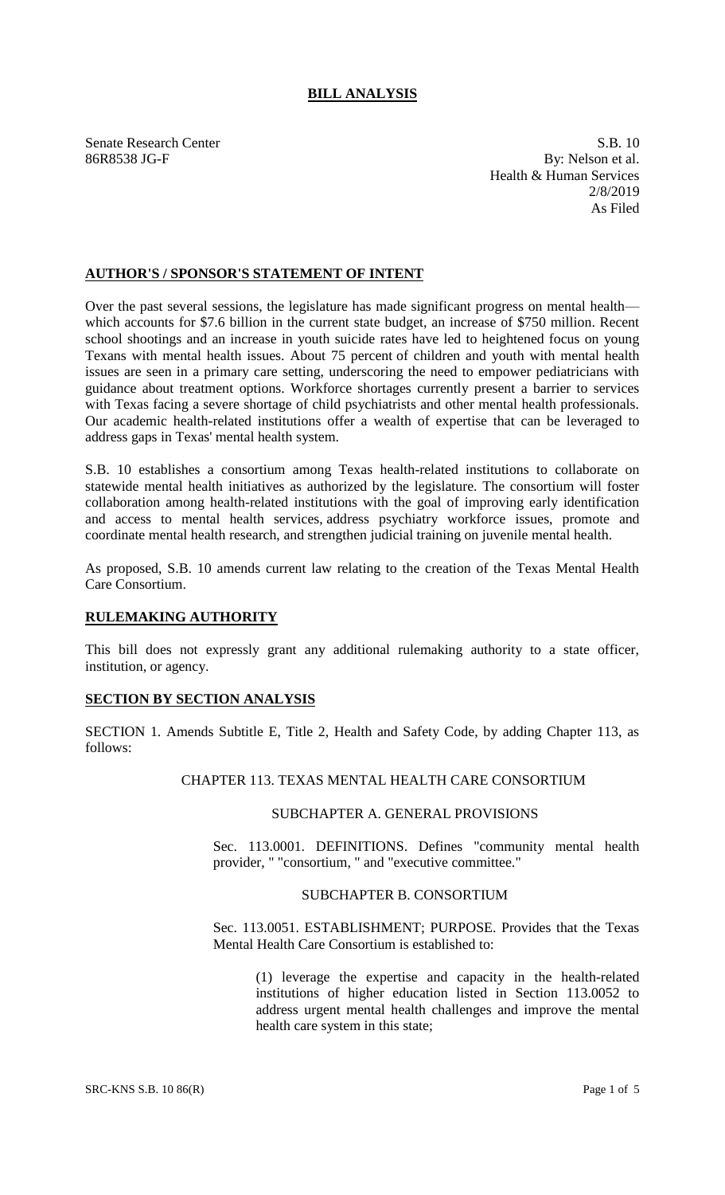# BILL ANALYSIS

Senate Research Center
86R8538 JG-F

S.B. 10
By: Nelson et al.
Health & Human Services
2/8/2019
As Filed

## AUTHOR'S / SPONSOR'S STATEMENT OF INTENT

Over the past several sessions, the legislature has made significant progress on mental health—which accounts for $7.6 billion in the current state budget, an increase of $750 million. Recent school shootings and an increase in youth suicide rates have led to heightened focus on young Texans with mental health issues. About 75 percent of children and youth with mental health issues are seen in a primary care setting, underscoring the need to empower pediatricians with guidance about treatment options. Workforce shortages currently present a barrier to services with Texas facing a severe shortage of child psychiatrists and other mental health professionals. Our academic health-related institutions offer a wealth of expertise that can be leveraged to address gaps in Texas' mental health system.

S.B. 10 establishes a consortium among Texas health-related institutions to collaborate on statewide mental health initiatives as authorized by the legislature. The consortium will foster collaboration among health-related institutions with the goal of improving early identification and access to mental health services, address psychiatry workforce issues, promote and coordinate mental health research, and strengthen judicial training on juvenile mental health.

As proposed, S.B. 10 amends current law relating to the creation of the Texas Mental Health Care Consortium.

## RULEMAKING AUTHORITY

This bill does not expressly grant any additional rulemaking authority to a state officer, institution, or agency.

## SECTION BY SECTION ANALYSIS

SECTION 1. Amends Subtitle E, Title 2, Health and Safety Code, by adding Chapter 113, as follows:

CHAPTER 113. TEXAS MENTAL HEALTH CARE CONSORTIUM

SUBCHAPTER A. GENERAL PROVISIONS

Sec. 113.0001. DEFINITIONS. Defines "community mental health provider, " "consortium, " and "executive committee."

SUBCHAPTER B. CONSORTIUM

Sec. 113.0051. ESTABLISHMENT; PURPOSE. Provides that the Texas Mental Health Care Consortium is established to:

(1) leverage the expertise and capacity in the health-related institutions of higher education listed in Section 113.0052 to address urgent mental health challenges and improve the mental health care system in this state;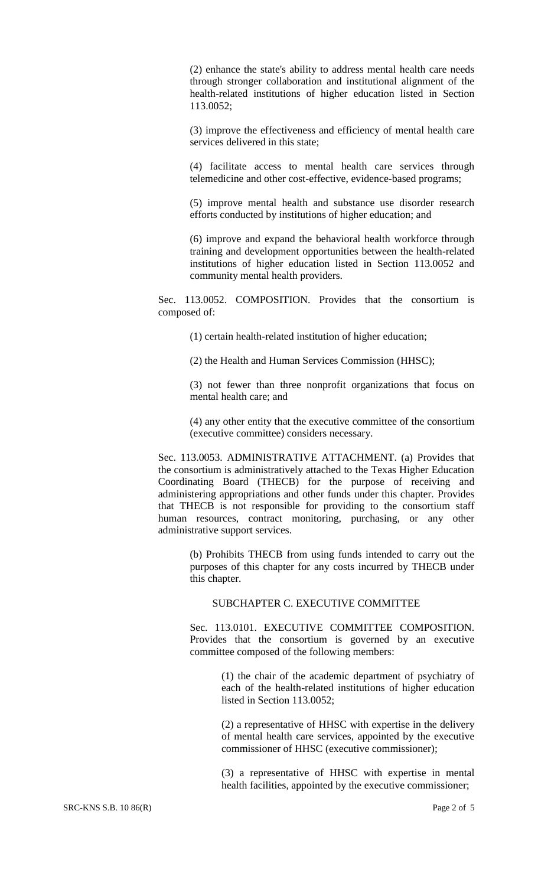(2) enhance the state's ability to address mental health care needs through stronger collaboration and institutional alignment of the health-related institutions of higher education listed in Section 113.0052;

(3) improve the effectiveness and efficiency of mental health care services delivered in this state;

(4) facilitate access to mental health care services through telemedicine and other cost-effective, evidence-based programs;

(5) improve mental health and substance use disorder research efforts conducted by institutions of higher education; and

(6) improve and expand the behavioral health workforce through training and development opportunities between the health-related institutions of higher education listed in Section 113.0052 and community mental health providers.

Sec. 113.0052. COMPOSITION. Provides that the consortium is composed of:

(1) certain health-related institution of higher education;

(2) the Health and Human Services Commission (HHSC);

(3) not fewer than three nonprofit organizations that focus on mental health care; and

(4) any other entity that the executive committee of the consortium (executive committee) considers necessary.

Sec. 113.0053. ADMINISTRATIVE ATTACHMENT. (a) Provides that the consortium is administratively attached to the Texas Higher Education Coordinating Board (THECB) for the purpose of receiving and administering appropriations and other funds under this chapter. Provides that THECB is not responsible for providing to the consortium staff human resources, contract monitoring, purchasing, or any other administrative support services.

(b) Prohibits THECB from using funds intended to carry out the purposes of this chapter for any costs incurred by THECB under this chapter.

SUBCHAPTER C. EXECUTIVE COMMITTEE

Sec. 113.0101. EXECUTIVE COMMITTEE COMPOSITION. Provides that the consortium is governed by an executive committee composed of the following members:

(1) the chair of the academic department of psychiatry of each of the health-related institutions of higher education listed in Section 113.0052;

(2) a representative of HHSC with expertise in the delivery of mental health care services, appointed by the executive commissioner of HHSC (executive commissioner);

(3) a representative of HHSC with expertise in mental health facilities, appointed by the executive commissioner;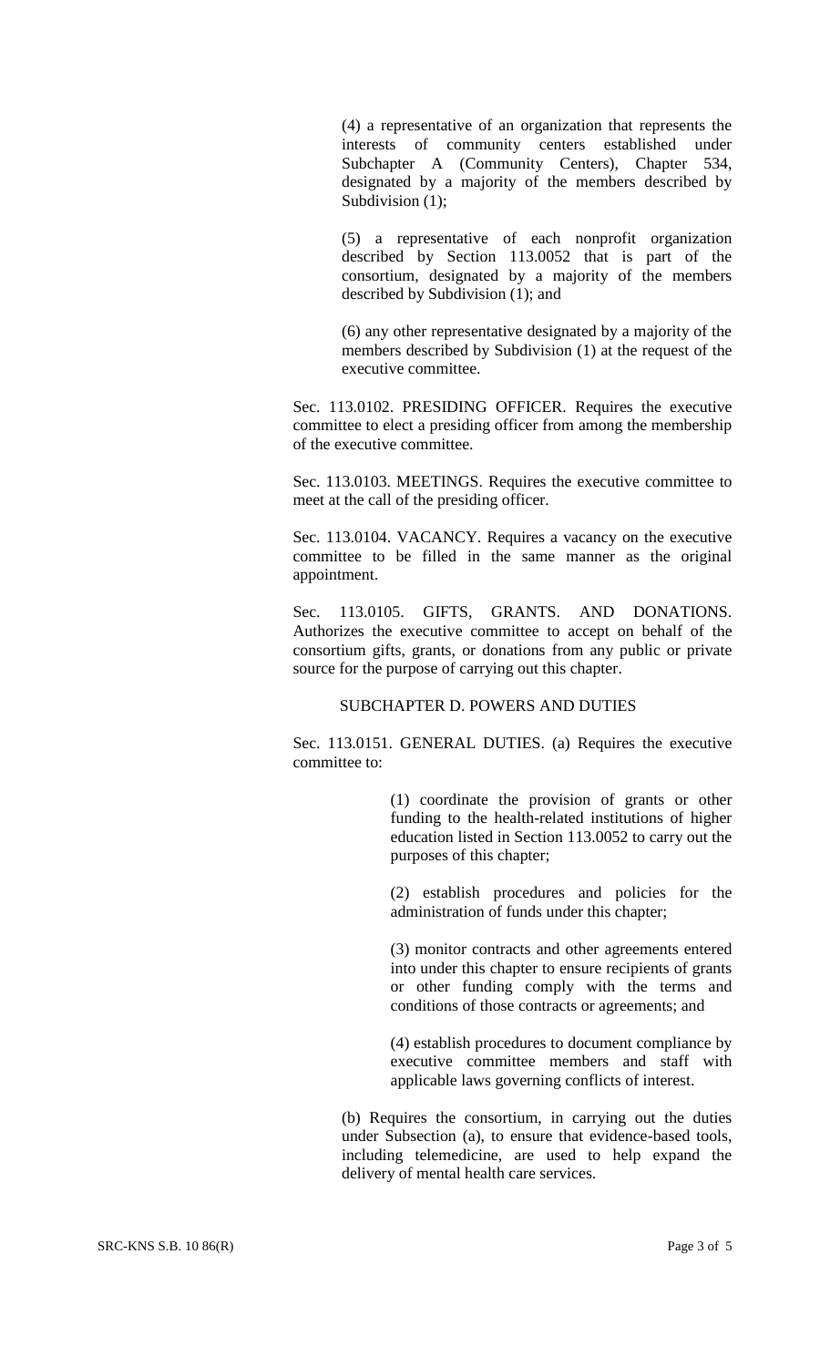(4) a representative of an organization that represents the interests of community centers established under Subchapter A (Community Centers), Chapter 534, designated by a majority of the members described by Subdivision (1);

(5) a representative of each nonprofit organization described by Section 113.0052 that is part of the consortium, designated by a majority of the members described by Subdivision (1); and

(6) any other representative designated by a majority of the members described by Subdivision (1) at the request of the executive committee.

Sec. 113.0102. PRESIDING OFFICER. Requires the executive committee to elect a presiding officer from among the membership of the executive committee.

Sec. 113.0103. MEETINGS. Requires the executive committee to meet at the call of the presiding officer.

Sec. 113.0104. VACANCY. Requires a vacancy on the executive committee to be filled in the same manner as the original appointment.

Sec. 113.0105. GIFTS, GRANTS. AND DONATIONS. Authorizes the executive committee to accept on behalf of the consortium gifts, grants, or donations from any public or private source for the purpose of carrying out this chapter.

SUBCHAPTER D. POWERS AND DUTIES

Sec. 113.0151. GENERAL DUTIES. (a) Requires the executive committee to:

(1) coordinate the provision of grants or other funding to the health-related institutions of higher education listed in Section 113.0052 to carry out the purposes of this chapter;

(2) establish procedures and policies for the administration of funds under this chapter;

(3) monitor contracts and other agreements entered into under this chapter to ensure recipients of grants or other funding comply with the terms and conditions of those contracts or agreements; and

(4) establish procedures to document compliance by executive committee members and staff with applicable laws governing conflicts of interest.

(b) Requires the consortium, in carrying out the duties under Subsection (a), to ensure that evidence-based tools, including telemedicine, are used to help expand the delivery of mental health care services.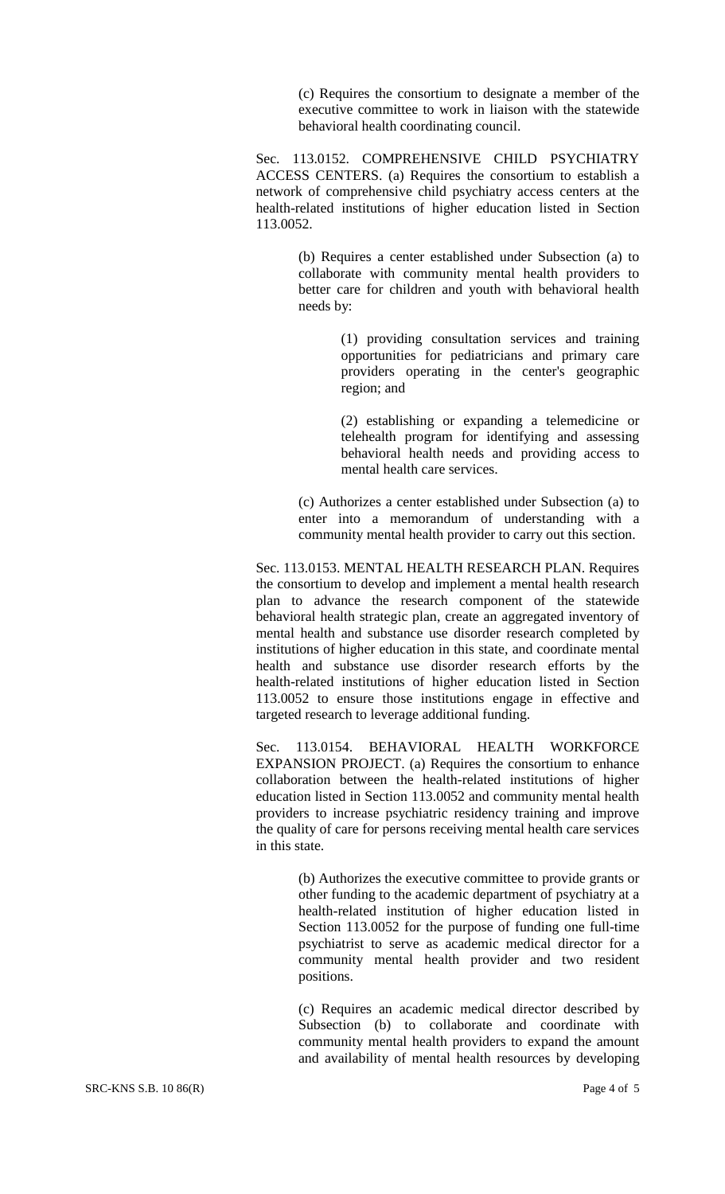(c) Requires the consortium to designate a member of the executive committee to work in liaison with the statewide behavioral health coordinating council.

Sec. 113.0152. COMPREHENSIVE CHILD PSYCHIATRY ACCESS CENTERS. (a) Requires the consortium to establish a network of comprehensive child psychiatry access centers at the health-related institutions of higher education listed in Section 113.0052.

(b) Requires a center established under Subsection (a) to collaborate with community mental health providers to better care for children and youth with behavioral health needs by:

(1) providing consultation services and training opportunities for pediatricians and primary care providers operating in the center's geographic region; and

(2) establishing or expanding a telemedicine or telehealth program for identifying and assessing behavioral health needs and providing access to mental health care services.

(c) Authorizes a center established under Subsection (a) to enter into a memorandum of understanding with a community mental health provider to carry out this section.

Sec. 113.0153. MENTAL HEALTH RESEARCH PLAN. Requires the consortium to develop and implement a mental health research plan to advance the research component of the statewide behavioral health strategic plan, create an aggregated inventory of mental health and substance use disorder research completed by institutions of higher education in this state, and coordinate mental health and substance use disorder research efforts by the health-related institutions of higher education listed in Section 113.0052 to ensure those institutions engage in effective and targeted research to leverage additional funding.

Sec. 113.0154. BEHAVIORAL HEALTH WORKFORCE EXPANSION PROJECT. (a) Requires the consortium to enhance collaboration between the health-related institutions of higher education listed in Section 113.0052 and community mental health providers to increase psychiatric residency training and improve the quality of care for persons receiving mental health care services in this state.

(b) Authorizes the executive committee to provide grants or other funding to the academic department of psychiatry at a health-related institution of higher education listed in Section 113.0052 for the purpose of funding one full-time psychiatrist to serve as academic medical director for a community mental health provider and two resident positions.

(c) Requires an academic medical director described by Subsection (b) to collaborate and coordinate with community mental health providers to expand the amount and availability of mental health resources by developing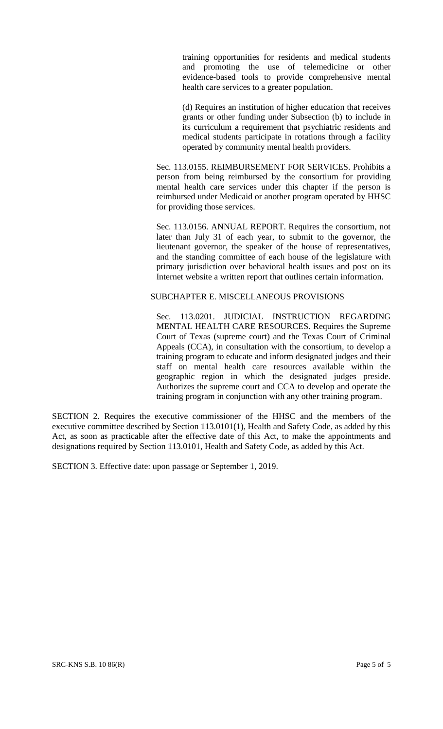training opportunities for residents and medical students and promoting the use of telemedicine or other evidence-based tools to provide comprehensive mental health care services to a greater population.

(d) Requires an institution of higher education that receives grants or other funding under Subsection (b) to include in its curriculum a requirement that psychiatric residents and medical students participate in rotations through a facility operated by community mental health providers.

Sec. 113.0155. REIMBURSEMENT FOR SERVICES. Prohibits a person from being reimbursed by the consortium for providing mental health care services under this chapter if the person is reimbursed under Medicaid or another program operated by HHSC for providing those services.

Sec. 113.0156. ANNUAL REPORT. Requires the consortium, not later than July 31 of each year, to submit to the governor, the lieutenant governor, the speaker of the house of representatives, and the standing committee of each house of the legislature with primary jurisdiction over behavioral health issues and post on its Internet website a written report that outlines certain information.

SUBCHAPTER E. MISCELLANEOUS PROVISIONS

Sec. 113.0201. JUDICIAL INSTRUCTION REGARDING MENTAL HEALTH CARE RESOURCES. Requires the Supreme Court of Texas (supreme court) and the Texas Court of Criminal Appeals (CCA), in consultation with the consortium, to develop a training program to educate and inform designated judges and their staff on mental health care resources available within the geographic region in which the designated judges preside. Authorizes the supreme court and CCA to develop and operate the training program in conjunction with any other training program.

SECTION 2. Requires the executive commissioner of the HHSC and the members of the executive committee described by Section 113.0101(1), Health and Safety Code, as added by this Act, as soon as practicable after the effective date of this Act, to make the appointments and designations required by Section 113.0101, Health and Safety Code, as added by this Act.

SECTION 3. Effective date: upon passage or September 1, 2019.